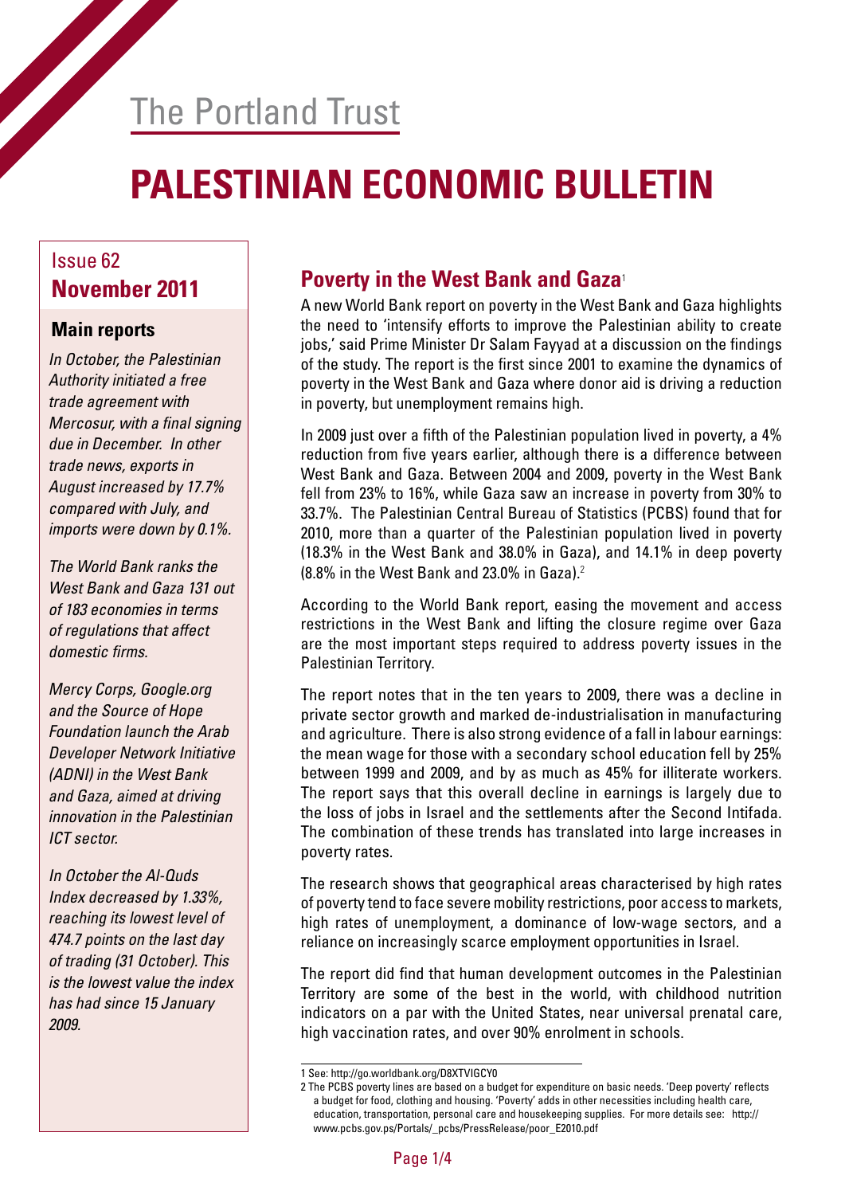The Portland Trust

# PALESTINIAN ECONOMIC BULLETIN

Issue 62
**November 2011**

### Main reports

*In October, the Palestinian Authority initiated a free trade agreement with Mercosur, with a final signing due in December. In other trade news, exports in August increased by 17.7% compared with July, and imports were down by 0.1%.*

*The World Bank ranks the West Bank and Gaza 131 out of 183 economies in terms of regulations that affect domestic firms.*

*Mercy Corps, Google.org and the Source of Hope Foundation launch the Arab Developer Network Initiative (ADNI) in the West Bank and Gaza, aimed at driving innovation in the Palestinian ICT sector.*

*In October the Al-Quds Index decreased by 1.33%, reaching its lowest level of 474.7 points on the last day of trading (31 October). This is the lowest value the index has had since 15 January 2009.*

## Poverty in the West Bank and Gaza[1]

A new World Bank report on poverty in the West Bank and Gaza highlights the need to 'intensify efforts to improve the Palestinian ability to create jobs,' said Prime Minister Dr Salam Fayyad at a discussion on the findings of the study. The report is the first since 2001 to examine the dynamics of poverty in the West Bank and Gaza where donor aid is driving a reduction in poverty, but unemployment remains high.

In 2009 just over a fifth of the Palestinian population lived in poverty, a 4% reduction from five years earlier, although there is a difference between West Bank and Gaza. Between 2004 and 2009, poverty in the West Bank fell from 23% to 16%, while Gaza saw an increase in poverty from 30% to 33.7%. The Palestinian Central Bureau of Statistics (PCBS) found that for 2010, more than a quarter of the Palestinian population lived in poverty (18.3% in the West Bank and 38.0% in Gaza), and 14.1% in deep poverty (8.8% in the West Bank and 23.0% in Gaza).[2]

According to the World Bank report, easing the movement and access restrictions in the West Bank and lifting the closure regime over Gaza are the most important steps required to address poverty issues in the Palestinian Territory.

The report notes that in the ten years to 2009, there was a decline in private sector growth and marked de-industrialisation in manufacturing and agriculture. There is also strong evidence of a fall in labour earnings: the mean wage for those with a secondary school education fell by 25% between 1999 and 2009, and by as much as 45% for illiterate workers. The report says that this overall decline in earnings is largely due to the loss of jobs in Israel and the settlements after the Second Intifada. The combination of these trends has translated into large increases in poverty rates.

The research shows that geographical areas characterised by high rates of poverty tend to face severe mobility restrictions, poor access to markets, high rates of unemployment, a dominance of low-wage sectors, and a reliance on increasingly scarce employment opportunities in Israel.

The report did find that human development outcomes in the Palestinian Territory are some of the best in the world, with childhood nutrition indicators on a par with the United States, near universal prenatal care, high vaccination rates, and over 90% enrolment in schools.

---

1 See: http://go.worldbank.org/D8XTVIGCY0

2 The PCBS poverty lines are based on a budget for expenditure on basic needs. 'Deep poverty' reflects a budget for food, clothing and housing. 'Poverty' adds in other necessities including health care, education, transportation, personal care and housekeeping supplies. For more details see: http://www.pcbs.gov.ps/Portals/_pcbs/PressRelease/poor_E2010.pdf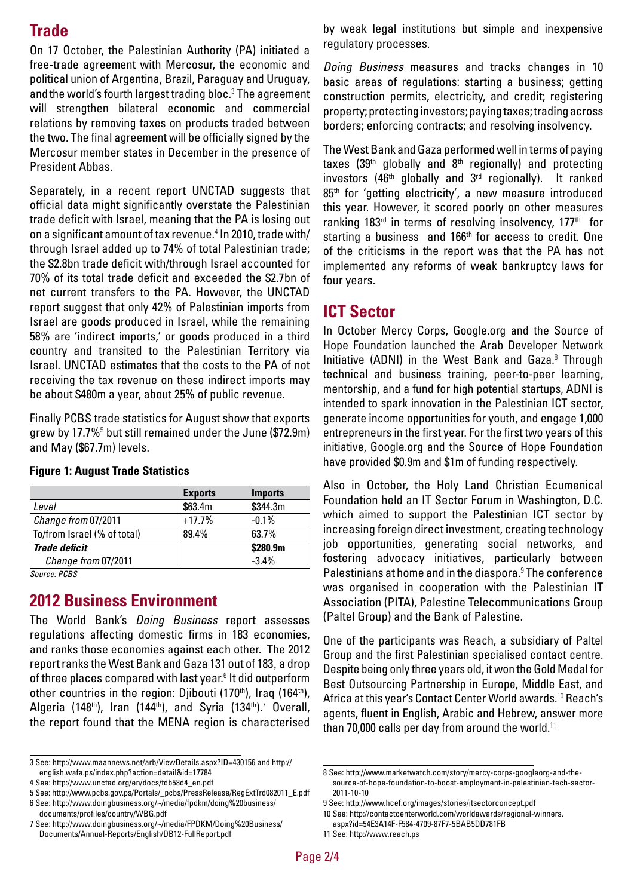## Trade

On 17 October, the Palestinian Authority (PA) initiated a free-trade agreement with Mercosur, the economic and political union of Argentina, Brazil, Paraguay and Uruguay, and the world's fourth largest trading bloc.[3] The agreement will strengthen bilateral economic and commercial relations by removing taxes on products traded between the two. The final agreement will be officially signed by the Mercosur member states in December in the presence of President Abbas.

Separately, in a recent report UNCTAD suggests that official data might significantly overstate the Palestinian trade deficit with Israel, meaning that the PA is losing out on a significant amount of tax revenue.[4] In 2010, trade with/through Israel added up to 74% of total Palestinian trade; the $2.8bn trade deficit with/through Israel accounted for 70% of its total trade deficit and exceeded the $2.7bn of net current transfers to the PA. However, the UNCTAD report suggest that only 42% of Palestinian imports from Israel are goods produced in Israel, while the remaining 58% are 'indirect imports,' or goods produced in a third country and transited to the Palestinian Territory via Israel. UNCTAD estimates that the costs to the PA of not receiving the tax revenue on these indirect imports may be about $480m a year, about 25% of public revenue.

Finally PCBS trade statistics for August show that exports grew by 17.7%[5] but still remained under the June ($72.9m) and May ($67.7m) levels.

**Figure 1: August Trade Statistics**

| | Exports | Imports |
|---|---|---|
| *Level* | $63.4m | $344.3m |
| *Change from* 07/2011 | +17.7% | -0.1% |
| To/from Israel (% of total) | 89.4% | 63.7% |
| ***Trade deficit*** | | **$280.9m** |
| *Change from* 07/2011 | | -3.4% |

*Source: PCBS*

## 2012 Business Environment

The World Bank's *Doing Business* report assesses regulations affecting domestic firms in 183 economies, and ranks those economies against each other. The 2012 report ranks the West Bank and Gaza 131 out of 183, a drop of three places compared with last year.[6] It did outperform other countries in the region: Djibouti (170th), Iraq (164th), Algeria (148th), Iran (144th), and Syria (134th).[7] Overall, the report found that the MENA region is characterised by weak legal institutions but simple and inexpensive regulatory processes.

*Doing Business* measures and tracks changes in 10 basic areas of regulations: starting a business; getting construction permits, electricity, and credit; registering property; protecting investors; paying taxes; trading across borders; enforcing contracts; and resolving insolvency.

The West Bank and Gaza performed well in terms of paying taxes (39th globally and 8th regionally) and protecting investors (46th globally and 3rd regionally). It ranked 85th for 'getting electricity', a new measure introduced this year. However, it scored poorly on other measures ranking 183rd in terms of resolving insolvency, 177th for starting a business and 166th for access to credit. One of the criticisms in the report was that the PA has not implemented any reforms of weak bankruptcy laws for four years.

## ICT Sector

In October Mercy Corps, Google.org and the Source of Hope Foundation launched the Arab Developer Network Initiative (ADNI) in the West Bank and Gaza.[8] Through technical and business training, peer-to-peer learning, mentorship, and a fund for high potential startups, ADNI is intended to spark innovation in the Palestinian ICT sector, generate income opportunities for youth, and engage 1,000 entrepreneurs in the first year. For the first two years of this initiative, Google.org and the Source of Hope Foundation have provided $0.9m and $1m of funding respectively.

Also in October, the Holy Land Christian Ecumenical Foundation held an IT Sector Forum in Washington, D.C. which aimed to support the Palestinian ICT sector by increasing foreign direct investment, creating technology job opportunities, generating social networks, and fostering advocacy initiatives, particularly between Palestinians at home and in the diaspora.[9] The conference was organised in cooperation with the Palestinian IT Association (PITA), Palestine Telecommunications Group (Paltel Group) and the Bank of Palestine.

One of the participants was Reach, a subsidiary of Paltel Group and the first Palestinian specialised contact centre. Despite being only three years old, it won the Gold Medal for Best Outsourcing Partnership in Europe, Middle East, and Africa at this year's Contact Center World awards.[10] Reach's agents, fluent in English, Arabic and Hebrew, answer more than 70,000 calls per day from around the world.[11]

---

3 See: http://www.maannews.net/arb/ViewDetails.aspx?ID=430156 and http://english.wafa.ps/index.php?action=detail&id=17784

4 See: http://www.unctad.org/en/docs/tdb58d4_en.pdf

5 See: http://www.pcbs.gov.ps/Portals/_pcbs/PressRelease/RegExtTrd082011_E.pdf

6 See: http://www.doingbusiness.org/~/media/fpdkm/doing%20business/documents/profiles/country/WBG.pdf

7 See: http://www.doingbusiness.org/~/media/FPDKM/Doing%20Business/Documents/Annual-Reports/English/DB12-FullReport.pdf

8 See: http://www.marketwatch.com/story/mercy-corps-googleorg-and-the-source-of-hope-foundation-to-boost-employment-in-palestinian-tech-sector-2011-10-10

9 See: http://www.hcef.org/images/stories/itsectorconcept.pdf

10 See: http://contactcenterworld.com/worldawards/regional-winners.aspx?id=54E3A14F-F584-4709-87F7-5BAB5DD781FB

11 See: http://www.reach.ps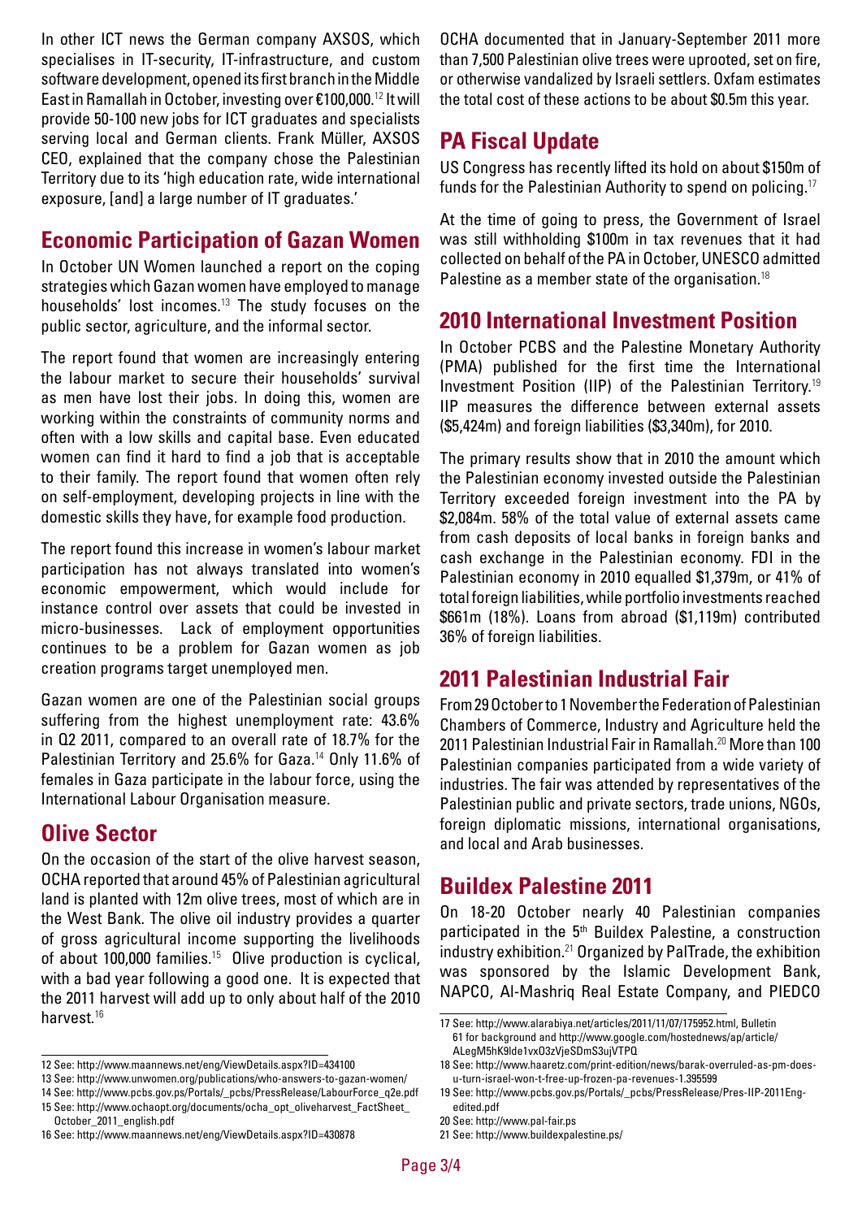In other ICT news the German company AXSOS, which specialises in IT-security, IT-infrastructure, and custom software development, opened its first branch in the Middle East in Ramallah in October, investing over €100,000.[12] It will provide 50-100 new jobs for ICT graduates and specialists serving local and German clients. Frank Müller, AXSOS CEO, explained that the company chose the Palestinian Territory due to its 'high education rate, wide international exposure, [and] a large number of IT graduates.'

## Economic Participation of Gazan Women

In October UN Women launched a report on the coping strategies which Gazan women have employed to manage households' lost incomes.[13] The study focuses on the public sector, agriculture, and the informal sector.

The report found that women are increasingly entering the labour market to secure their households' survival as men have lost their jobs. In doing this, women are working within the constraints of community norms and often with a low skills and capital base. Even educated women can find it hard to find a job that is acceptable to their family. The report found that women often rely on self-employment, developing projects in line with the domestic skills they have, for example food production.

The report found this increase in women's labour market participation has not always translated into women's economic empowerment, which would include for instance control over assets that could be invested in micro-businesses. Lack of employment opportunities continues to be a problem for Gazan women as job creation programs target unemployed men.

Gazan women are one of the Palestinian social groups suffering from the highest unemployment rate: 43.6% in Q2 2011, compared to an overall rate of 18.7% for the Palestinian Territory and 25.6% for Gaza.[14] Only 11.6% of females in Gaza participate in the labour force, using the International Labour Organisation measure.

## Olive Sector

On the occasion of the start of the olive harvest season, OCHA reported that around 45% of Palestinian agricultural land is planted with 12m olive trees, most of which are in the West Bank. The olive oil industry provides a quarter of gross agricultural income supporting the livelihoods of about 100,000 families.[15] Olive production is cyclical, with a bad year following a good one. It is expected that the 2011 harvest will add up to only about half of the 2010 harvest.[16]

OCHA documented that in January-September 2011 more than 7,500 Palestinian olive trees were uprooted, set on fire, or otherwise vandalized by Israeli settlers. Oxfam estimates the total cost of these actions to be about $0.5m this year.

## PA Fiscal Update

US Congress has recently lifted its hold on about $150m of funds for the Palestinian Authority to spend on policing.[17]

At the time of going to press, the Government of Israel was still withholding $100m in tax revenues that it had collected on behalf of the PA in October, UNESCO admitted Palestine as a member state of the organisation.[18]

## 2010 International Investment Position

In October PCBS and the Palestine Monetary Authority (PMA) published for the first time the International Investment Position (IIP) of the Palestinian Territory.[19] IIP measures the difference between external assets ($5,424m) and foreign liabilities ($3,340m), for 2010.

The primary results show that in 2010 the amount which the Palestinian economy invested outside the Palestinian Territory exceeded foreign investment into the PA by $2,084m. 58% of the total value of external assets came from cash deposits of local banks in foreign banks and cash exchange in the Palestinian economy. FDI in the Palestinian economy in 2010 equalled $1,379m, or 41% of total foreign liabilities, while portfolio investments reached $661m (18%). Loans from abroad ($1,119m) contributed 36% of foreign liabilities.

## 2011 Palestinian Industrial Fair

From 29 October to 1 November the Federation of Palestinian Chambers of Commerce, Industry and Agriculture held the 2011 Palestinian Industrial Fair in Ramallah.[20] More than 100 Palestinian companies participated from a wide variety of industries. The fair was attended by representatives of the Palestinian public and private sectors, trade unions, NGOs, foreign diplomatic missions, international organisations, and local and Arab businesses.

## Buildex Palestine 2011

On 18-20 October nearly 40 Palestinian companies participated in the 5th Buildex Palestine, a construction industry exhibition.[21] Organized by PalTrade, the exhibition was sponsored by the Islamic Development Bank, NAPCO, Al-Mashriq Real Estate Company, and PIEDCO

---

12 See: http://www.maannews.net/eng/ViewDetails.aspx?ID=434100

13 See: http://www.unwomen.org/publications/who-answers-to-gazan-women/

14 See: http://www.pcbs.gov.ps/Portals/_pcbs/PressRelease/LabourForce_q2e.pdf

15 See: http://www.ochaopt.org/documents/ocha_opt_oliveharvest_FactSheet_October_2011_english.pdf

16 See: http://www.maannews.net/eng/ViewDetails.aspx?ID=430878

17 See: http://www.alarabiya.net/articles/2011/11/07/175952.html, Bulletin 61 for background and http://www.google.com/hostednews/ap/article/ALegM5hK9lde1vxO3zVjeSDmS3ujVTPQ

18 See: http://www.haaretz.com/print-edition/news/barak-overruled-as-pm-does-u-turn-israel-won-t-free-up-frozen-pa-revenues-1.395599

19 See: http://www.pcbs.gov.ps/Portals/_pcbs/PressRelease/Pres-IIP-2011Eng-edited.pdf

20 See: http://www.pal-fair.ps

21 See: http://www.buildexpalestine.ps/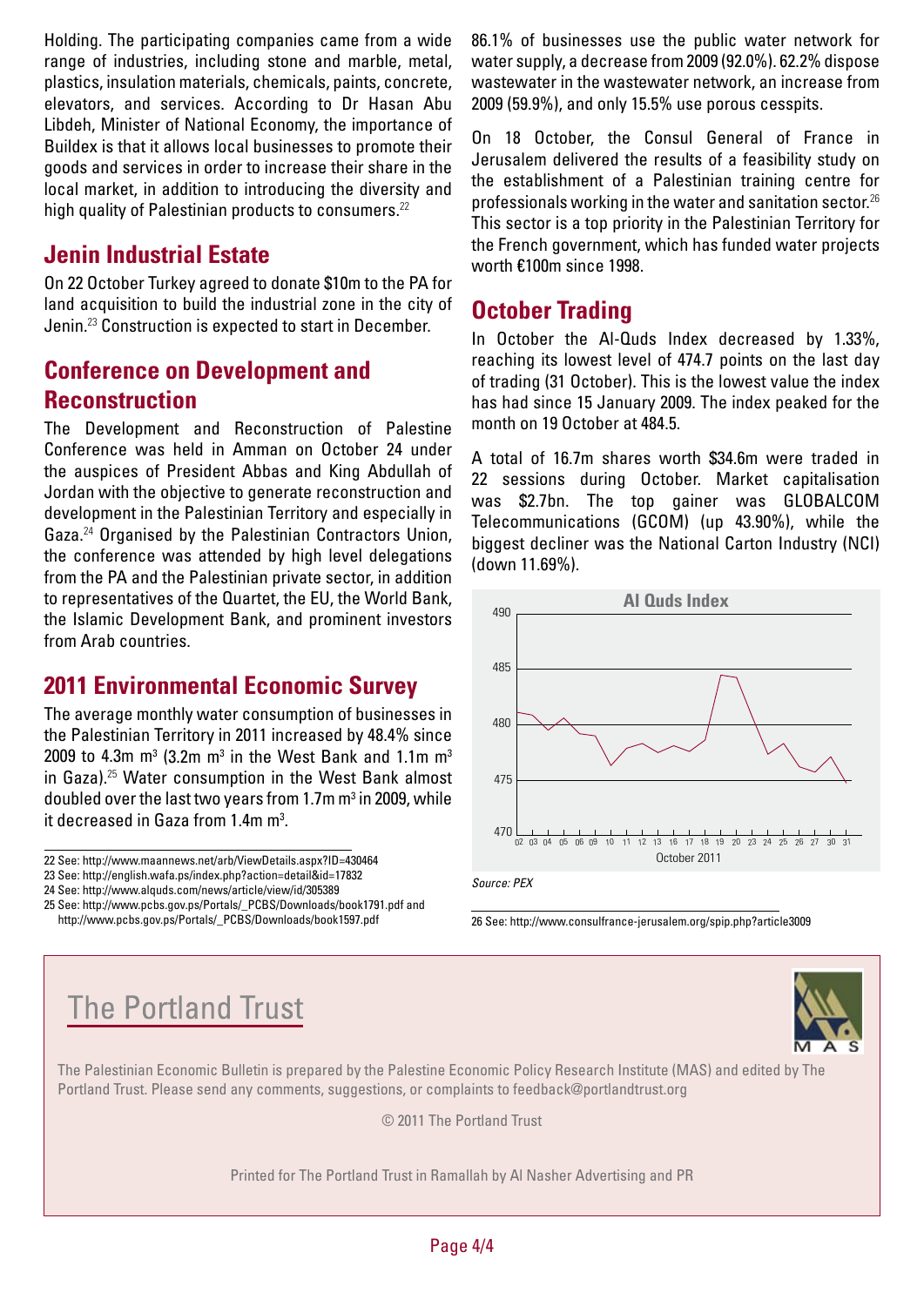Holding. The participating companies came from a wide range of industries, including stone and marble, metal, plastics, insulation materials, chemicals, paints, concrete, elevators, and services. According to Dr Hasan Abu Libdeh, Minister of National Economy, the importance of Buildex is that it allows local businesses to promote their goods and services in order to increase their share in the local market, in addition to introducing the diversity and high quality of Palestinian products to consumers.[22]

## Jenin Industrial Estate

On 22 October Turkey agreed to donate $10m to the PA for land acquisition to build the industrial zone in the city of Jenin.[23] Construction is expected to start in December.

## Conference on Development and Reconstruction

The Development and Reconstruction of Palestine Conference was held in Amman on October 24 under the auspices of President Abbas and King Abdullah of Jordan with the objective to generate reconstruction and development in the Palestinian Territory and especially in Gaza.[24] Organised by the Palestinian Contractors Union, the conference was attended by high level delegations from the PA and the Palestinian private sector, in addition to representatives of the Quartet, the EU, the World Bank, the Islamic Development Bank, and prominent investors from Arab countries.

## 2011 Environmental Economic Survey

The average monthly water consumption of businesses in the Palestinian Territory in 2011 increased by 48.4% since 2009 to 4.3m $m^3$ (3.2m $m^3$ in the West Bank and 1.1m $m^3$ in Gaza).[25] Water consumption in the West Bank almost doubled over the last two years from 1.7m $m^3$ in 2009, while it decreased in Gaza from 1.4m $m^3$.

86.1% of businesses use the public water network for water supply, a decrease from 2009 (92.0%). 62.2% dispose wastewater in the wastewater network, an increase from 2009 (59.9%), and only 15.5% use porous cesspits.

On 18 October, the Consul General of France in Jerusalem delivered the results of a feasibility study on the establishment of a Palestinian training centre for professionals working in the water and sanitation sector.[26] This sector is a top priority in the Palestinian Territory for the French government, which has funded water projects worth €100m since 1998.

## October Trading

In October the Al-Quds Index decreased by 1.33%, reaching its lowest level of 474.7 points on the last day of trading (31 October). This is the lowest value the index has had since 15 January 2009. The index peaked for the month on 19 October at 484.5.

A total of 16.7m shares worth $34.6m were traded in 22 sessions during October. Market capitalisation was $2.7bn. The top gainer was GLOBALCOM Telecommunications (GCOM) (up 43.90%), while the biggest decliner was the National Carton Industry (NCI) (down 11.69%).

Al Quds Index

490
485
480
475
470

02 03 04 05 06 09 10 11 12 13 16 17 18 19 20 23 24 25 26 27 30 31

October 2011

*Source: PEX*

22 See: http://www.maannews.net/arb/ViewDetails.aspx?ID=430464

23 See: http://english.wafa.ps/index.php?action=detail&id=17832

24 See: http://www.alquds.com/news/article/view/id/305389

25 See: http://www.pcbs.gov.ps/Portals/_PCBS/Downloads/book1791.pdf and http://www.pcbs.gov.ps/Portals/_PCBS/Downloads/book1597.pdf

26 See: http://www.consulfrance-jerusalem.org/spip.php?article3009

The Portland Trust

The Palestinian Economic Bulletin is prepared by the Palestine Economic Policy Research Institute (MAS) and edited by The Portland Trust. Please send any comments, suggestions, or complaints to feedback@portlandtrust.org

© 2011 The Portland Trust

Printed for The Portland Trust in Ramallah by Al Nasher Advertising and PR